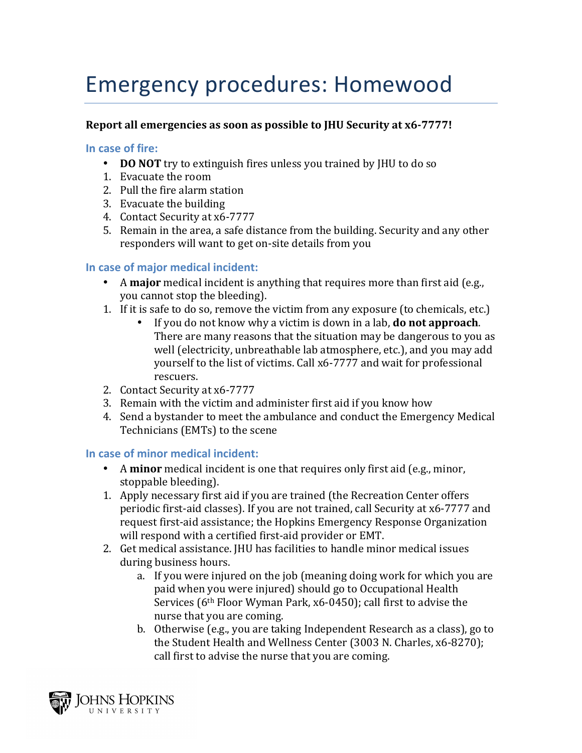# Emergency procedures: Homewood

**Report all emergencies as soon as possible to JHU Security at x6-7777!**

### In case of fire:

- **DO NOT** try to extinguish fires unless you trained by JHU to do so

1. Evacuate the room
2. Pull the fire alarm station
3. Evacuate the building
4. Contact Security at x6-7777
5. Remain in the area, a safe distance from the building. Security and any other responders will want to get on-site details from you

### In case of major medical incident:

- A **major** medical incident is anything that requires more than first aid (e.g., you cannot stop the bleeding).

1. If it is safe to do so, remove the victim from any exposure (to chemicals, etc.)
   - If you do not know why a victim is down in a lab, **do not approach**. There are many reasons that the situation may be dangerous to you as well (electricity, unbreathable lab atmosphere, etc.), and you may add yourself to the list of victims. Call x6-7777 and wait for professional rescuers.
2. Contact Security at x6-7777
3. Remain with the victim and administer first aid if you know how
4. Send a bystander to meet the ambulance and conduct the Emergency Medical Technicians (EMTs) to the scene

### In case of minor medical incident:

- A **minor** medical incident is one that requires only first aid (e.g., minor, stoppable bleeding).

1. Apply necessary first aid if you are trained (the Recreation Center offers periodic first-aid classes). If you are not trained, call Security at x6-7777 and request first-aid assistance; the Hopkins Emergency Response Organization will respond with a certified first-aid provider or EMT.
2. Get medical assistance. JHU has facilities to handle minor medical issues during business hours.
   a. If you were injured on the job (meaning doing work for which you are paid when you were injured) should go to Occupational Health Services (6th Floor Wyman Park, x6-0450); call first to advise the nurse that you are coming.
   b. Otherwise (e.g., you are taking Independent Research as a class), go to the Student Health and Wellness Center (3003 N. Charles, x6-8270); call first to advise the nurse that you are coming.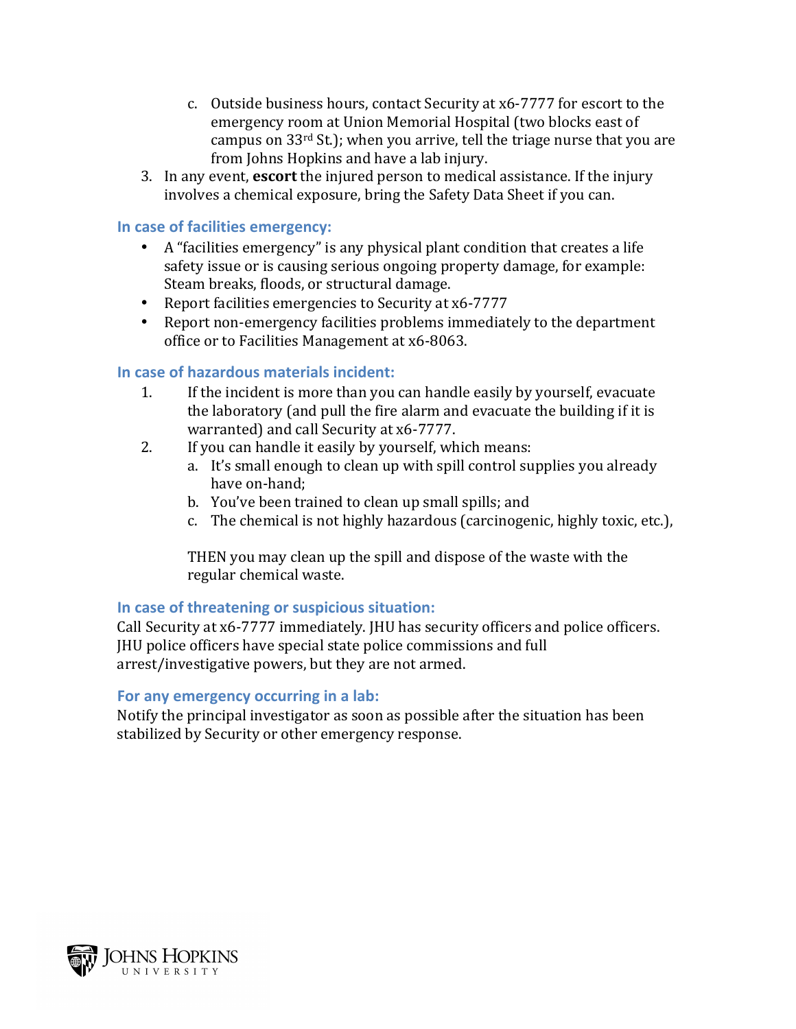c. Outside business hours, contact Security at x6-7777 for escort to the emergency room at Union Memorial Hospital (two blocks east of campus on 33rd St.); when you arrive, tell the triage nurse that you are from Johns Hopkins and have a lab injury.

3. In any event, **escort** the injured person to medical assistance. If the injury involves a chemical exposure, bring the Safety Data Sheet if you can.

### In case of facilities emergency:

- A "facilities emergency" is any physical plant condition that creates a life safety issue or is causing serious ongoing property damage, for example: Steam breaks, floods, or structural damage.
- Report facilities emergencies to Security at x6-7777
- Report non-emergency facilities problems immediately to the department office or to Facilities Management at x6-8063.

### In case of hazardous materials incident:

1. If the incident is more than you can handle easily by yourself, evacuate the laboratory (and pull the fire alarm and evacuate the building if it is warranted) and call Security at x6-7777.
2. If you can handle it easily by yourself, which means:
   a. It's small enough to clean up with spill control supplies you already have on-hand;
   b. You've been trained to clean up small spills; and
   c. The chemical is not highly hazardous (carcinogenic, highly toxic, etc.),

   THEN you may clean up the spill and dispose of the waste with the regular chemical waste.

### In case of threatening or suspicious situation:

Call Security at x6-7777 immediately. JHU has security officers and police officers. JHU police officers have special state police commissions and full arrest/investigative powers, but they are not armed.

### For any emergency occurring in a lab:

Notify the principal investigator as soon as possible after the situation has been stabilized by Security or other emergency response.